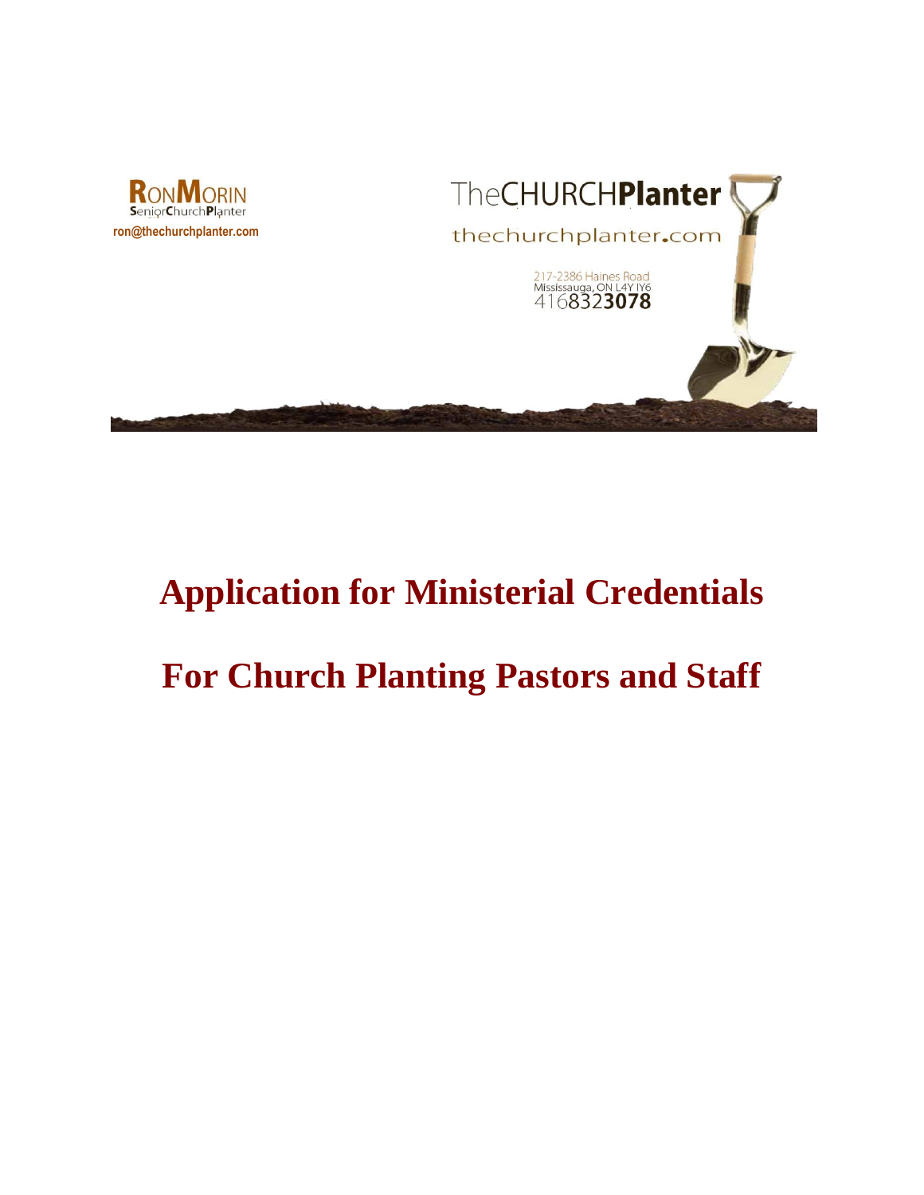**RonMorin**
SeniorChurchPlanter
ron@thechurchplanter.com

TheCHURCH**Planter**
thechurchplanter.com

217-2386 Haines Road
Mississauga, ON L4Y IY6
4168323078

# Application for Ministerial Credentials

# For Church Planting Pastors and Staff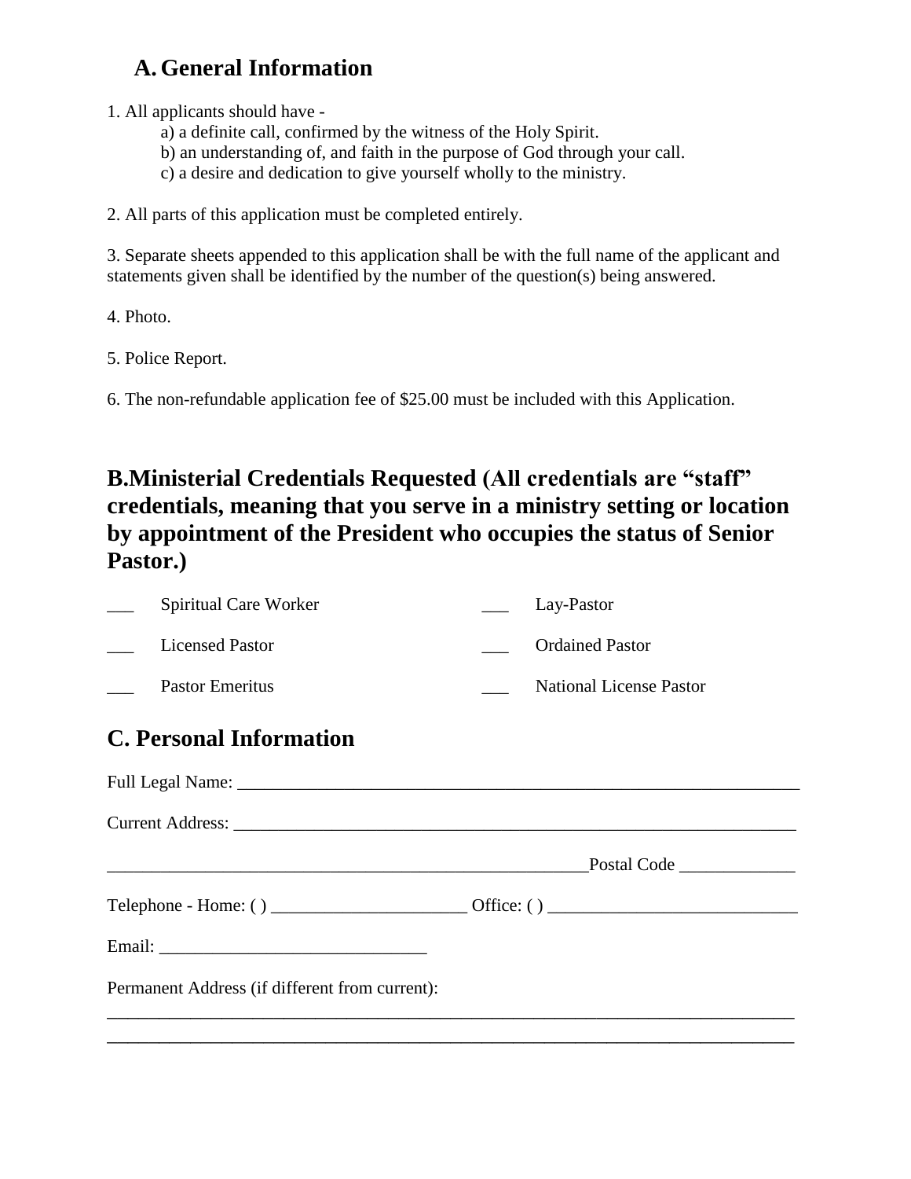## A. General Information

1. All applicants should have -
   a) a definite call, confirmed by the witness of the Holy Spirit.
   b) an understanding of, and faith in the purpose of God through your call.
   c) a desire and dedication to give yourself wholly to the ministry.

2. All parts of this application must be completed entirely.

3. Separate sheets appended to this application shall be with the full name of the applicant and statements given shall be identified by the number of the question(s) being answered.

4. Photo.

5. Police Report.

6. The non-refundable application fee of $25.00 must be included with this Application.

## B.Ministerial Credentials Requested (All credentials are "staff" credentials, meaning that you serve in a ministry setting or location by appointment of the President who occupies the status of Senior Pastor.)

___ Spiritual Care Worker ___ Lay-Pastor

___ Licensed Pastor ___ Ordained Pastor

___ Pastor Emeritus ___ National License Pastor

## C. Personal Information

Full Legal Name: ____________________________________________________________

Current Address: ____________________________________________________________

________________________________________________________Postal Code ____________

Telephone - Home: ( ) ____________________ Office: ( ) _________________________

Email: ___________________________

Permanent Address (if different from current):

________________________________________________________________________

________________________________________________________________________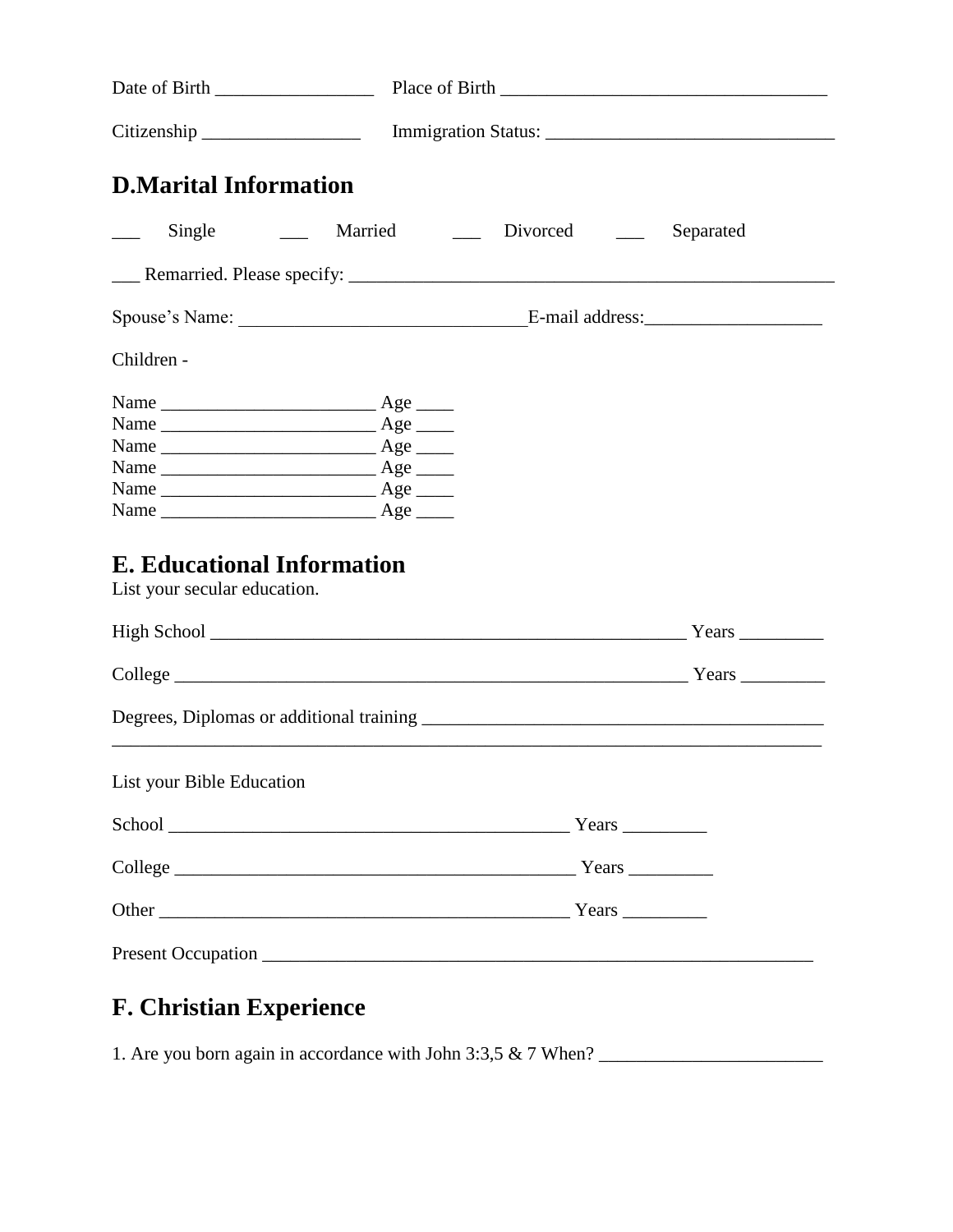Date of Birth _________________ Place of Birth ___________________________________

Citizenship _________________ Immigration Status: _______________________________

## D.Marital Information

___ Single ___ Married ___ Divorced ___ Separated

___ Remarried. Please specify: _____________________________________________________

Spouse's Name: ______________________________E-mail address:___________________

Children -

Name _______________________ Age ____
Name _______________________ Age ____
Name _______________________ Age ____
Name _______________________ Age ____
Name _______________________ Age ____
Name _______________________ Age ____

## E. Educational Information

List your secular education.

High School _____________________________________________________ Years _________

College _________________________________________________________ Years _________

Degrees, Diplomas or additional training ___________________________________________
_____________________________________________________________________________

List your Bible Education

School ____________________________________________ Years _________

College ____________________________________________ Years _________

Other _____________________________________________ Years _________

Present Occupation _____________________________________________________________

## F. Christian Experience

1. Are you born again in accordance with John 3:3,5 & 7 When? ________________________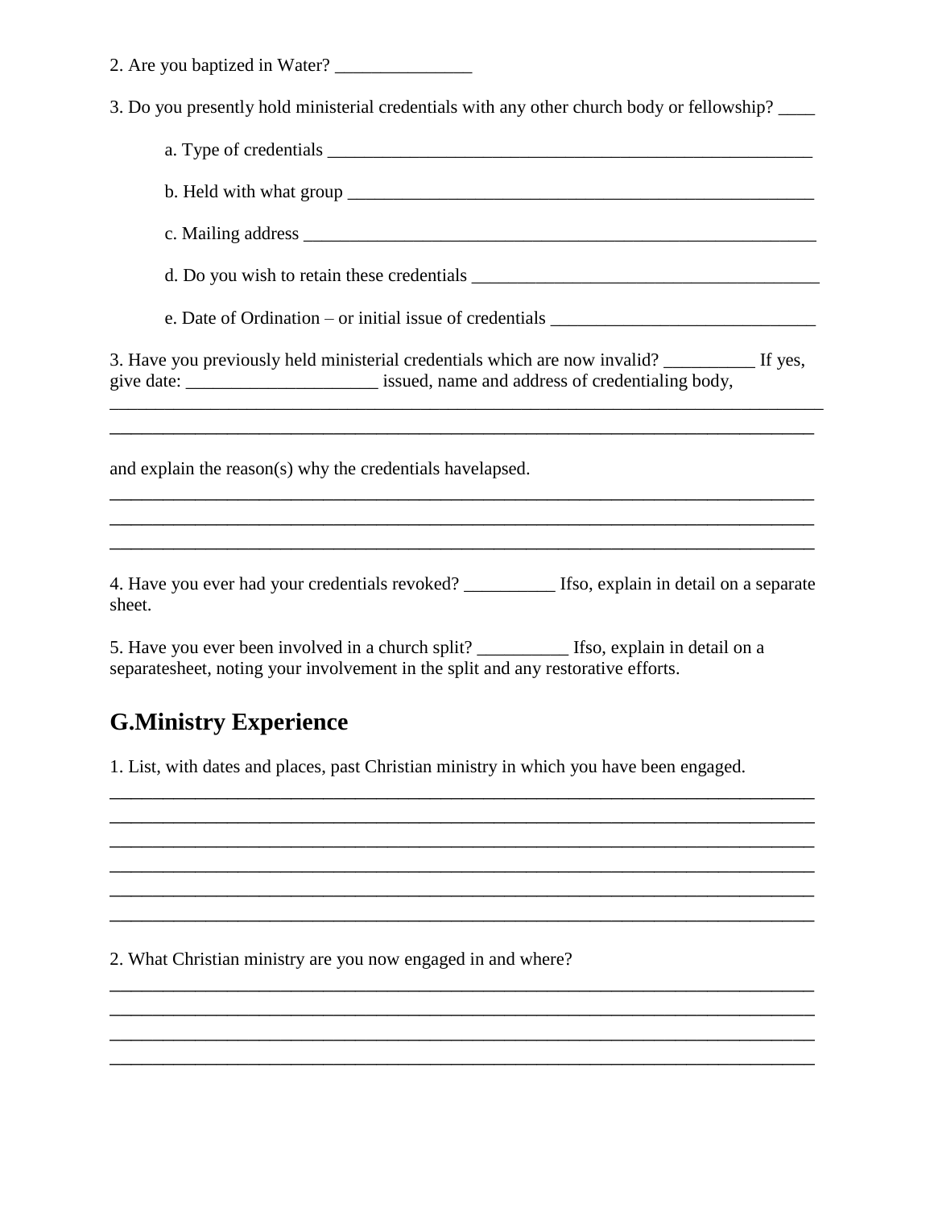2. Are you baptized in Water? _______________

3. Do you presently hold ministerial credentials with any other church body or fellowship? ____

a. Type of credentials _______________________________________________________

b. Held with what group _____________________________________________________

c. Mailing address _________________________________________________________

d. Do you wish to retain these credentials ______________________________________

e. Date of Ordination – or initial issue of credentials _____________________________

3. Have you previously held ministerial credentials which are now invalid? __________ If yes, give date: _____________________ issued, name and address of credentialing body,

_________________________________________________________________________________

_________________________________________________________________________________

and explain the reason(s) why the credentials havelapsed.

_________________________________________________________________________________

_________________________________________________________________________________

_________________________________________________________________________________

4. Have you ever had your credentials revoked? __________ Ifso, explain in detail on a separate sheet.

5. Have you ever been involved in a church split? __________ Ifso, explain in detail on a separatesheet, noting your involvement in the split and any restorative efforts.

## G.Ministry Experience

1. List, with dates and places, past Christian ministry in which you have been engaged.

_________________________________________________________________________________

_________________________________________________________________________________

_________________________________________________________________________________

_________________________________________________________________________________

_________________________________________________________________________________

_________________________________________________________________________________

2. What Christian ministry are you now engaged in and where?

_________________________________________________________________________________

_________________________________________________________________________________

_________________________________________________________________________________

_________________________________________________________________________________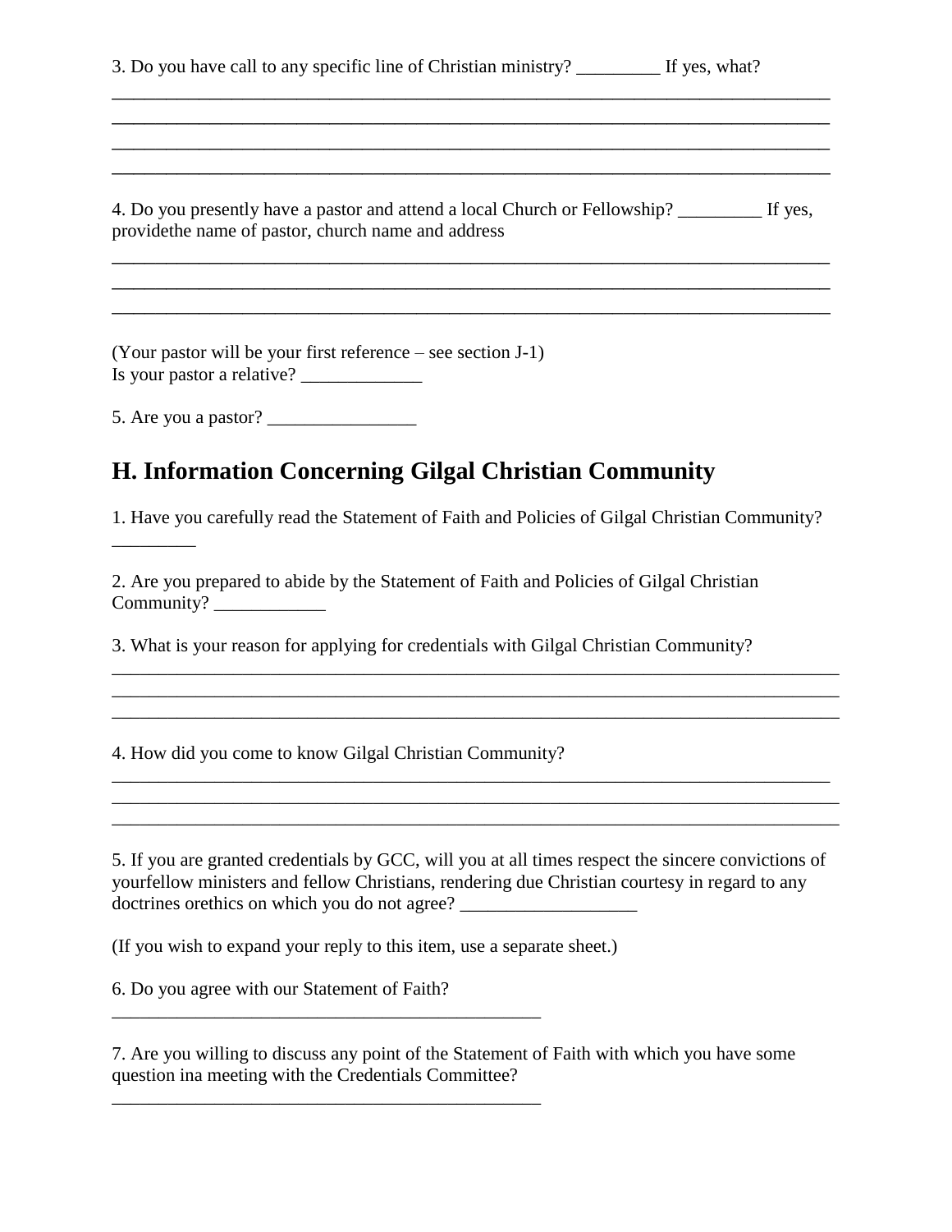3. Do you have call to any specific line of Christian ministry? _________ If yes, what?

______________________________________________________________________________
______________________________________________________________________________
______________________________________________________________________________
______________________________________________________________________________

4. Do you presently have a pastor and attend a local Church or Fellowship? _________ If yes, providethe name of pastor, church name and address

______________________________________________________________________________
______________________________________________________________________________
______________________________________________________________________________

(Your pastor will be your first reference – see section J-1)
Is your pastor a relative? _____________

5. Are you a pastor? ________________

## H. Information Concerning Gilgal Christian Community

1. Have you carefully read the Statement of Faith and Policies of Gilgal Christian Community? _________

2. Are you prepared to abide by the Statement of Faith and Policies of Gilgal Christian Community? ____________

3. What is your reason for applying for credentials with Gilgal Christian Community?

______________________________________________________________________________
______________________________________________________________________________
______________________________________________________________________________

4. How did you come to know Gilgal Christian Community?

______________________________________________________________________________
______________________________________________________________________________
______________________________________________________________________________

5. If you are granted credentials by GCC, will you at all times respect the sincere convictions of yourfellow ministers and fellow Christians, rendering due Christian courtesy in regard to any doctrines orethics on which you do not agree? ___________________

(If you wish to expand your reply to this item, use a separate sheet.)

6. Do you agree with our Statement of Faith?

_______________________________________________

7. Are you willing to discuss any point of the Statement of Faith with which you have some question ina meeting with the Credentials Committee?

_______________________________________________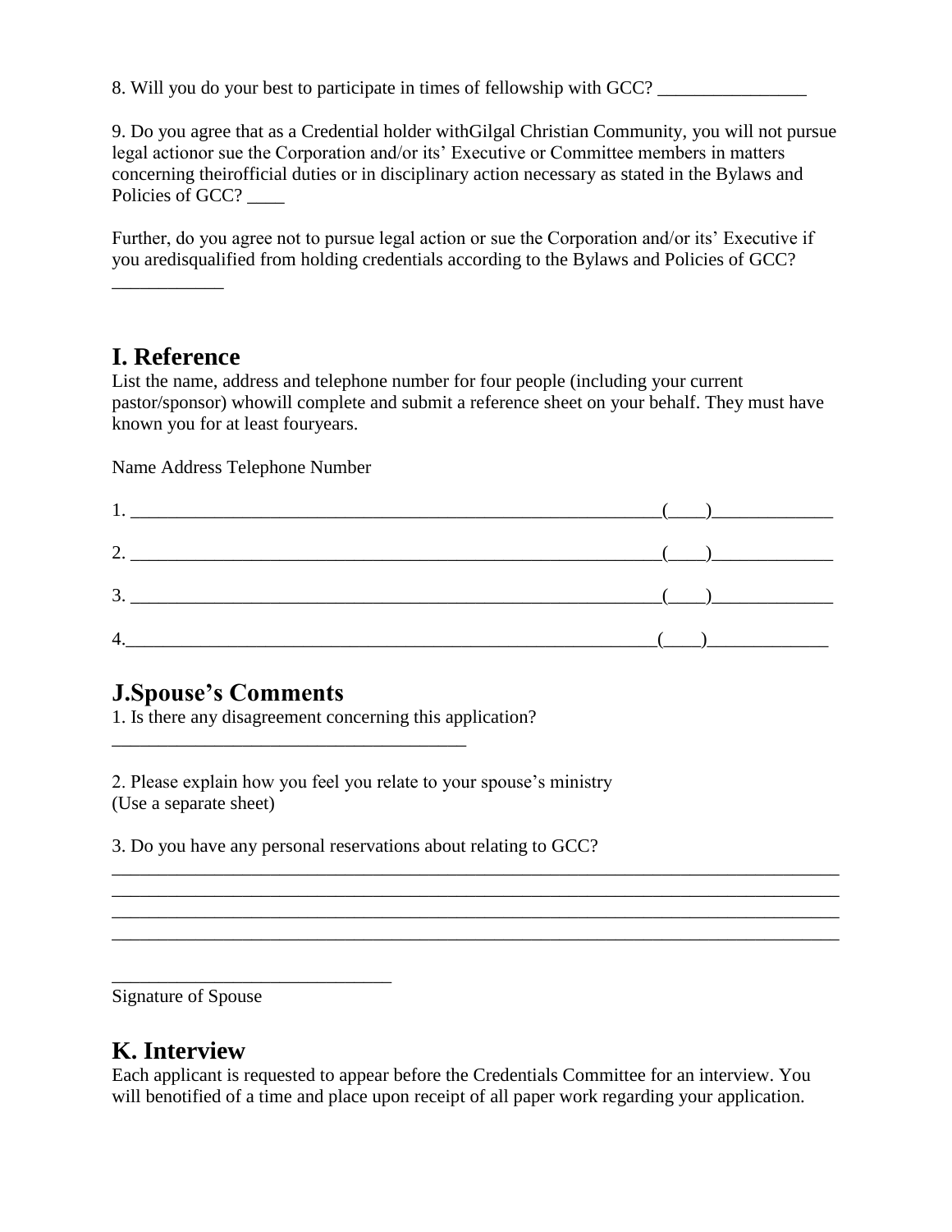8. Will you do your best to participate in times of fellowship with GCC? ________________

9. Do you agree that as a Credential holder withGilgal Christian Community, you will not pursue legal actionor sue the Corporation and/or its' Executive or Committee members in matters concerning theirofficial duties or in disciplinary action necessary as stated in the Bylaws and Policies of GCC? ____

Further, do you agree not to pursue legal action or sue the Corporation and/or its' Executive if you aredisqualified from holding credentials according to the Bylaws and Policies of GCC? ____________

## I. Reference

List the name, address and telephone number for four people (including your current pastor/sponsor) whowill complete and submit a reference sheet on your behalf. They must have known you for at least fouryears.

Name Address Telephone Number

1. ___________________________________________________________(____)_____________

2. ___________________________________________________________(____)_____________

3. ___________________________________________________________(____)_____________

4. ___________________________________________________________(____)_____________

## J.Spouse's Comments

1. Is there any disagreement concerning this application?
______________________________________

2. Please explain how you feel you relate to your spouse's ministry
(Use a separate sheet)

3. Do you have any personal reservations about relating to GCC?
______________________________________________________________________________
______________________________________________________________________________
______________________________________________________________________________
______________________________________________________________________________

______________________________
Signature of Spouse

## K. Interview

Each applicant is requested to appear before the Credentials Committee for an interview. You will benotified of a time and place upon receipt of all paper work regarding your application.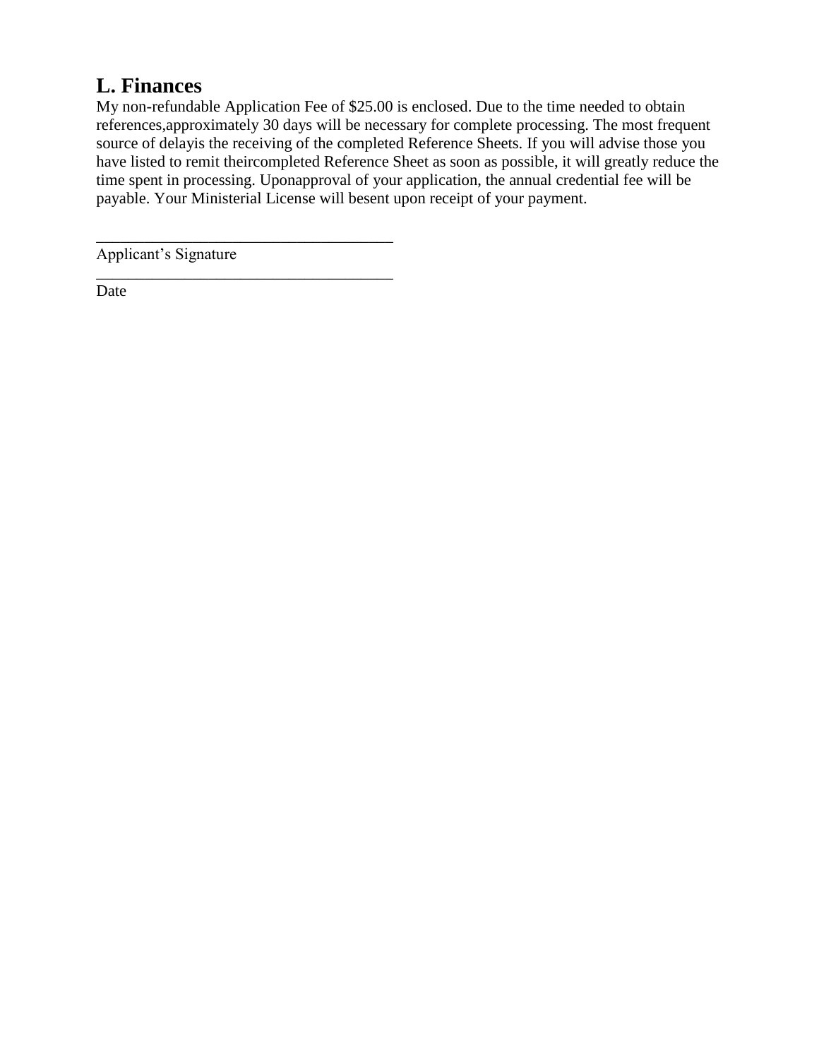## L. Finances

My non-refundable Application Fee of $25.00 is enclosed. Due to the time needed to obtain references,approximately 30 days will be necessary for complete processing. The most frequent source of delayis the receiving of the completed Reference Sheets. If you will advise those you have listed to remit theircompleted Reference Sheet as soon as possible, it will greatly reduce the time spent in processing. Uponapproval of your application, the annual credential fee will be payable. Your Ministerial License will besent upon receipt of your payment.

______________________________________
Applicant's Signature

______________________________________
Date